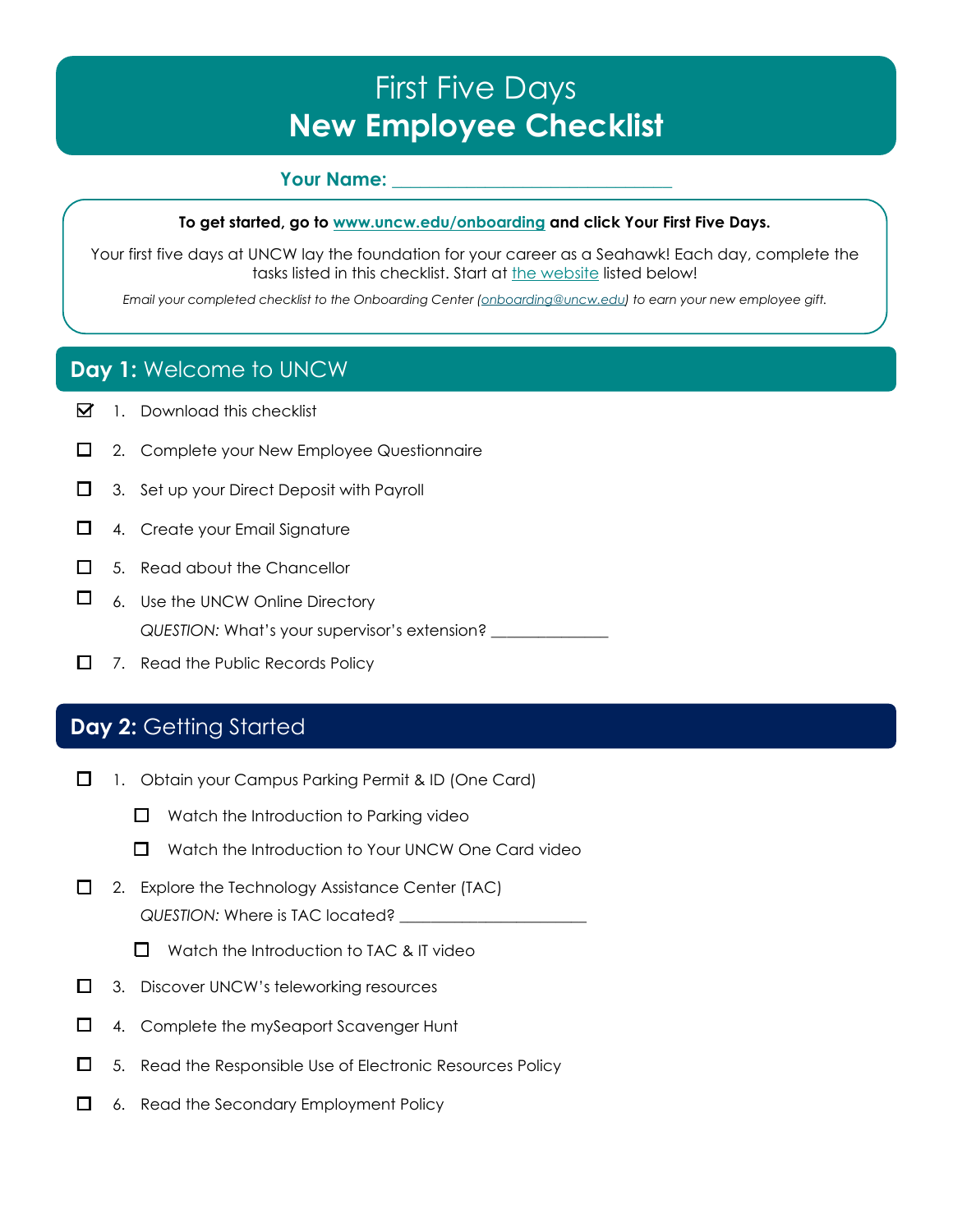# First Five Days
# **New Employee Checklist**

**Your Name:** ______________________________

**To get started, go to [www.uncw.edu/onboarding](www.uncw.edu/onboarding) and click Your First Five Days.**

Your first five days at UNCW lay the foundation for your career as a Seahawk! Each day, complete the tasks listed in this checklist. Start at the website listed below!

*Email your completed checklist to the Onboarding Center (onboarding@uncw.edu) to earn your new employee gift.*

## **Day 1:** Welcome to UNCW

- [x] 1. Download this checklist
- [ ] 2. Complete your New Employee Questionnaire
- [ ] 3. Set up your Direct Deposit with Payroll
- [ ] 4. Create your Email Signature
- [ ] 5. Read about the Chancellor
- [ ] 6. Use the UNCW Online Directory

  *QUESTION:* What's your supervisor's extension? ______________
- [ ] 7. Read the Public Records Policy

## **Day 2:** Getting Started

- [ ] 1. Obtain your Campus Parking Permit & ID (One Card)
  - [ ] Watch the Introduction to Parking video
  - [ ] Watch the Introduction to Your UNCW One Card video
- [ ] 2. Explore the Technology Assistance Center (TAC)

  *QUESTION:* Where is TAC located? ______________________
  - [ ] Watch the Introduction to TAC & IT video
- [ ] 3. Discover UNCW's teleworking resources
- [ ] 4. Complete the mySeaport Scavenger Hunt
- [ ] 5. Read the Responsible Use of Electronic Resources Policy
- [ ] 6. Read the Secondary Employment Policy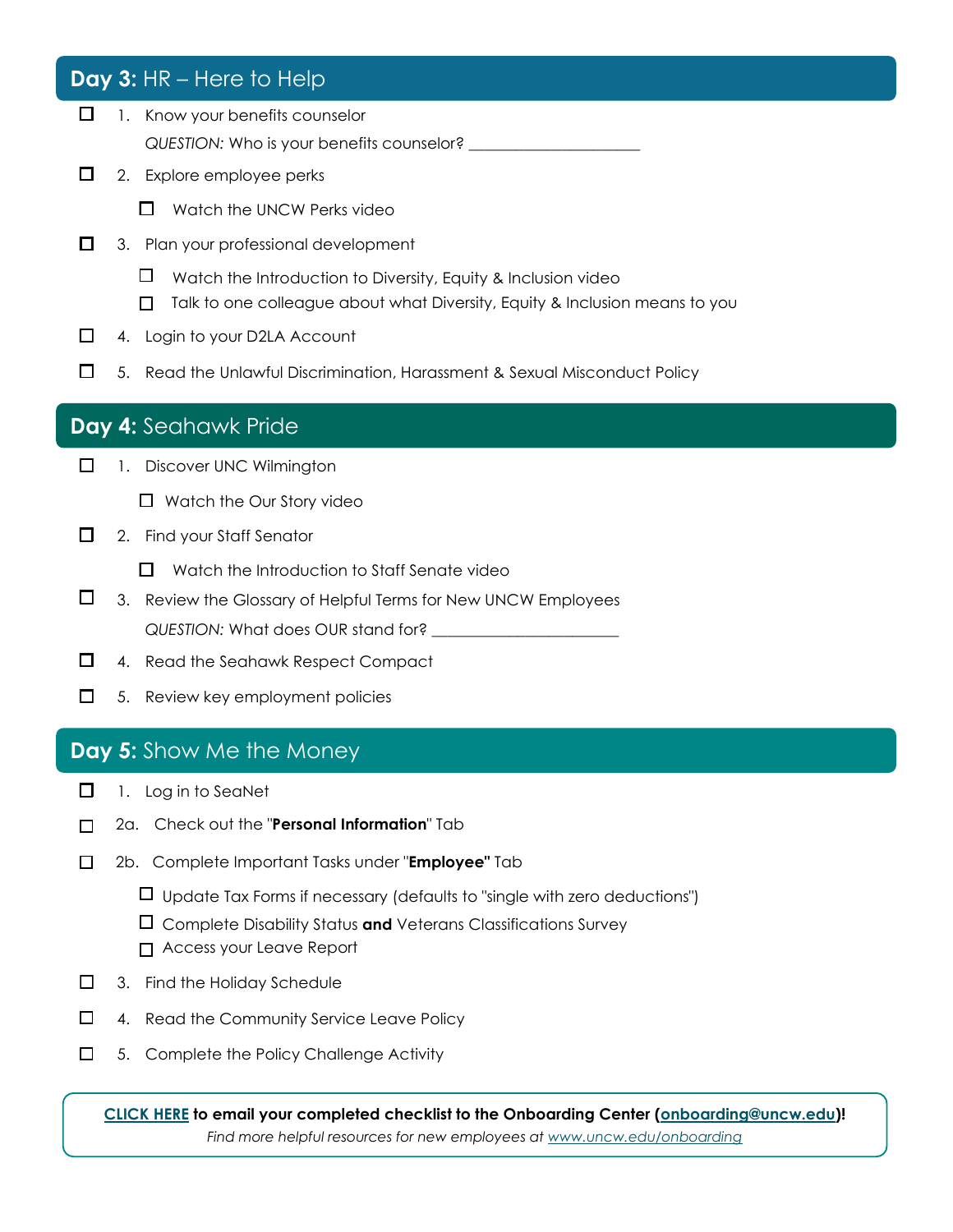## **Day 3:** HR – Here to Help

- [ ] 1. Know your benefits counselor

  *QUESTION:* Who is your benefits counselor? ____________________

- [ ] 2. Explore employee perks
  - [ ] Watch the UNCW Perks video
- [ ] 3. Plan your professional development
  - [ ] Watch the Introduction to Diversity, Equity & Inclusion video
  - [ ] Talk to one colleague about what Diversity, Equity & Inclusion means to you
- [ ] 4. Login to your D2LA Account
- [ ] 5. Read the Unlawful Discrimination, Harassment & Sexual Misconduct Policy

## **Day 4:** Seahawk Pride

- [ ] 1. Discover UNC Wilmington
  - [ ] Watch the Our Story video
- [ ] 2. Find your Staff Senator
  - [ ] Watch the Introduction to Staff Senate video
- [ ] 3. Review the Glossary of Helpful Terms for New UNCW Employees

  *QUESTION:* What does OUR stand for? ______________________

- [ ] 4. Read the Seahawk Respect Compact
- [ ] 5. Review key employment policies

## **Day 5:** Show Me the Money

- [ ] 1. Log in to SeaNet
- [ ] 2a. Check out the "**Personal Information**" Tab
- [ ] 2b. Complete Important Tasks under "**Employee"** Tab
  - [ ] Update Tax Forms if necessary (defaults to "single with zero deductions")
  - [ ] Complete Disability Status **and** Veterans Classifications Survey
  - [ ] Access your Leave Report
- [ ] 3. Find the Holiday Schedule
- [ ] 4. Read the Community Service Leave Policy
- [ ] 5. Complete the Policy Challenge Activity

**CLICK HERE to email your completed checklist to the Onboarding Center (onboarding@uncw.edu)!**

*Find more helpful resources for new employees at www.uncw.edu/onboarding*